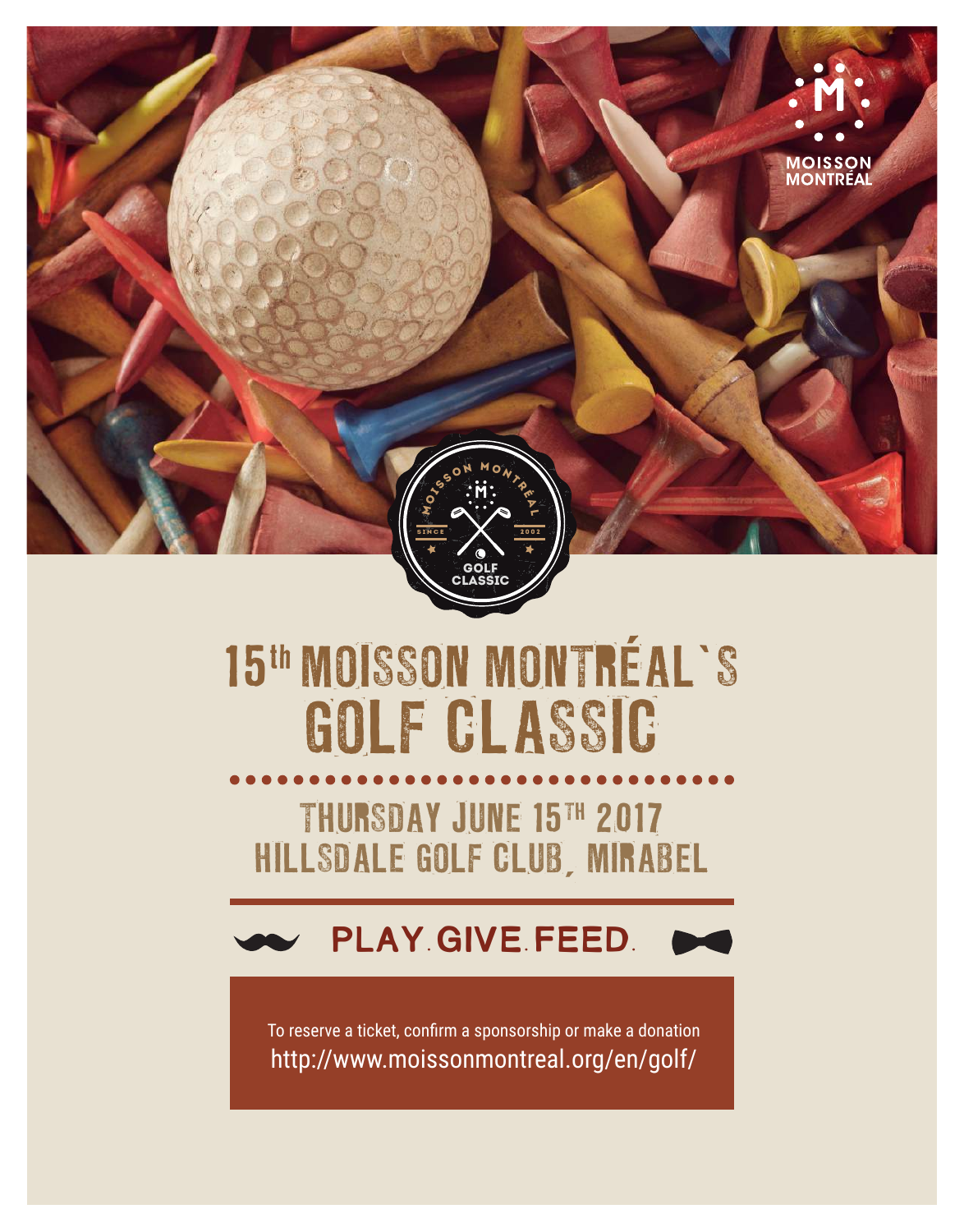MOISSON MONTRÉAL

MOISSON MONTRÉAL GOLF CLASSIC SINCE 2002

# 15th MOISSON MONTRÉAL`S GOLF CLASSIC

## THURSDAY JUNE 15TH 2017
## HILLSDALE GOLF CLUB, MIRABEL

**PLAY. GIVE. FEED.**

To reserve a ticket, confirm a sponsorship or make a donation
http://www.moissonmontreal.org/en/golf/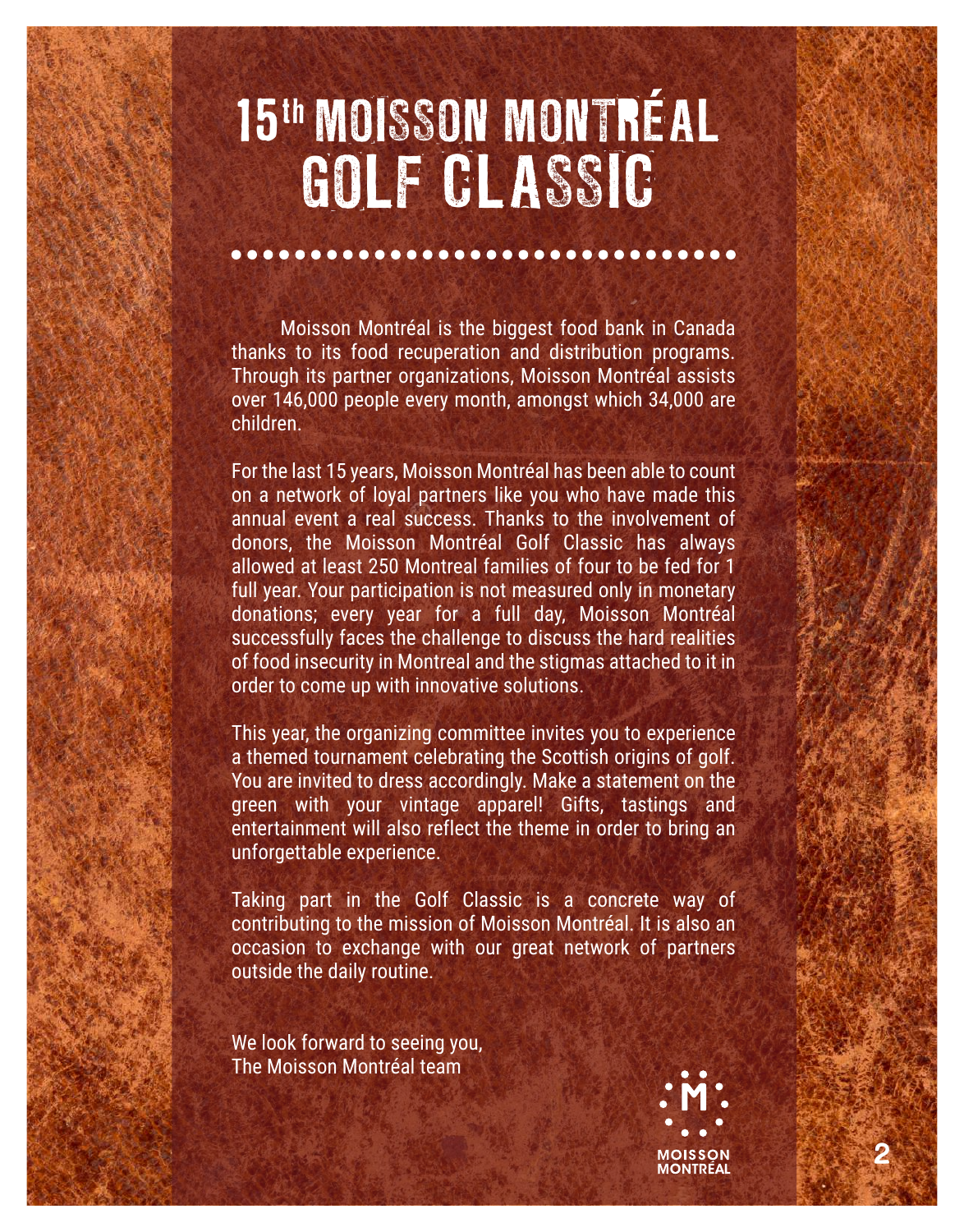# 15th MOISSON MONTRÉAL GOLF CLASSIC

Moisson Montréal is the biggest food bank in Canada thanks to its food recuperation and distribution programs. Through its partner organizations, Moisson Montréal assists over 146,000 people every month, amongst which 34,000 are children.

For the last 15 years, Moisson Montréal has been able to count on a network of loyal partners like you who have made this annual event a real success. Thanks to the involvement of donors, the Moisson Montréal Golf Classic has always allowed at least 250 Montreal families of four to be fed for 1 full year. Your participation is not measured only in monetary donations; every year for a full day, Moisson Montréal successfully faces the challenge to discuss the hard realities of food insecurity in Montreal and the stigmas attached to it in order to come up with innovative solutions.

This year, the organizing committee invites you to experience a themed tournament celebrating the Scottish origins of golf. You are invited to dress accordingly. Make a statement on the green with your vintage apparel! Gifts, tastings and entertainment will also reflect the theme in order to bring an unforgettable experience.

Taking part in the Golf Classic is a concrete way of contributing to the mission of Moisson Montréal. It is also an occasion to exchange with our great network of partners outside the daily routine.

We look forward to seeing you,
The Moisson Montréal team

MOISSON MONTRÉAL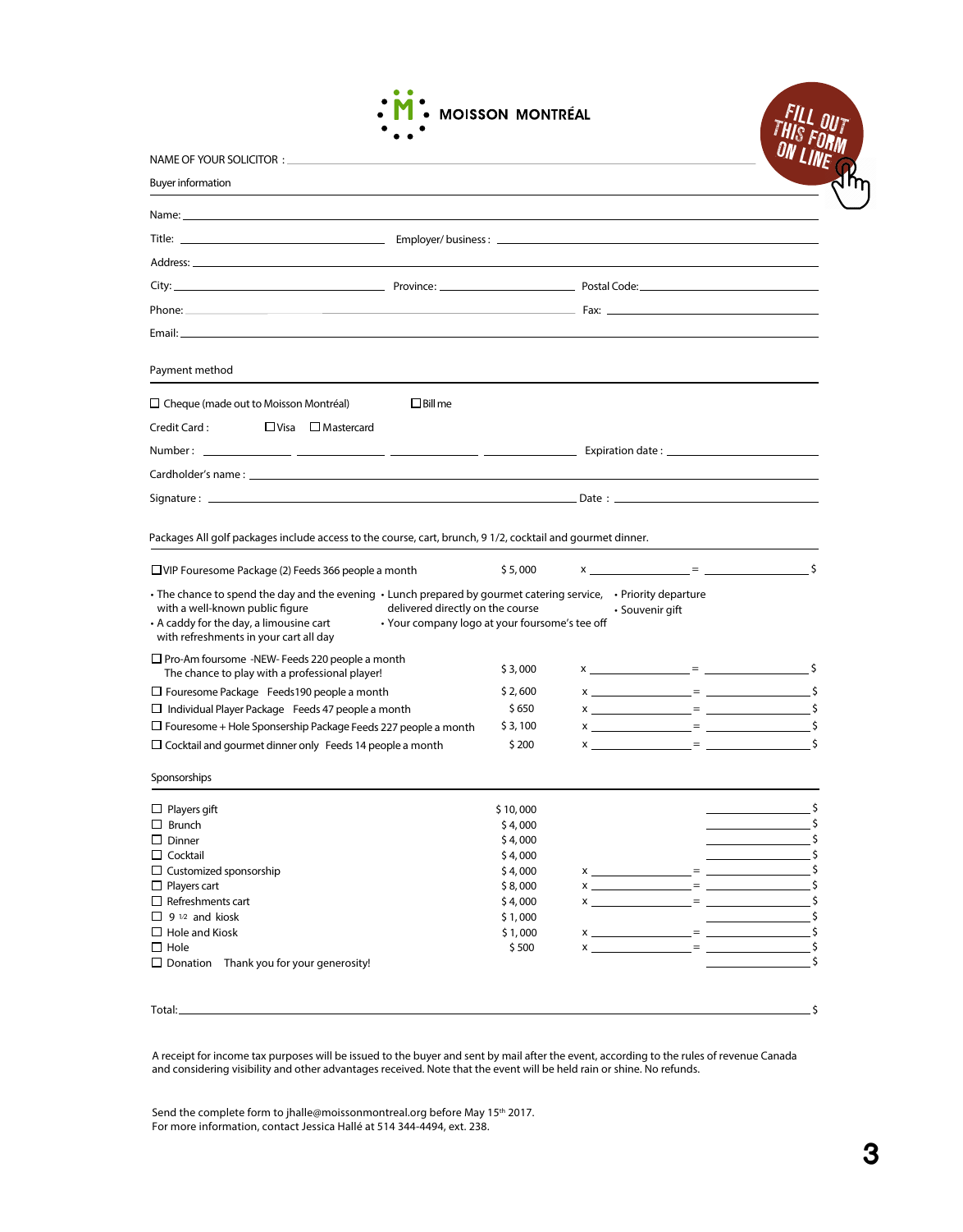MOISSON MONTRÉAL

FILL OUT THIS FORM ON LINE

NAME OF YOUR SOLICITOR : ____________________

**Buyer information**

Name: ____________________

Title: ____________________ Employer/ business : ____________________

Address: ____________________

City: ____________________ Province: ____________________ Postal Code: ____________________

Phone: ____________________ Fax: ____________________

Email: ____________________

**Payment method**

☐ Cheque (made out to Moisson Montréal) ☐ Bill me

Credit Card : ☐ Visa ☐ Mastercard

Number : ________ ________ ________ ________ Expiration date : ____________________

Cardholder's name : ____________________

Signature : ____________________ Date : ____________________

**Packages** All golf packages include access to the course, cart, brunch, 9 1/2, cocktail and gourmet dinner.

| Package | Price | Quantity | Total |
|---|---|---|---|
| ☐ VIP Fouresome Package (2) Feeds 366 people a month | $ 5,000 | x ________ | = ________ $ |

- The chance to spend the day and the evening with a well-known public figure
- A caddy for the day, a limousine cart with refreshments in your cart all day
- Lunch prepared by gourmet catering service, delivered directly on the course
- Your company logo at your foursome's tee off
- Priority departure
- Souvenir gift

| Package | Price | Quantity | Total |
|---|---|---|---|
| ☐ Pro-Am foursome -NEW- Feeds 220 people a month<br>The chance to play with a professional player! | $ 3,000 | x ________ | = ________ $ |
| ☐ Fouresome Package Feeds 190 people a month | $ 2,600 | x ________ | = ________ $ |
| ☐ Individual Player Package Feeds 47 people a month | $ 650 | x ________ | = ________ $ |
| ☐ Fouresome + Hole Sponsership Package Feeds 227 people a month | $ 3,100 | x ________ | = ________ $ |
| ☐ Cocktail and gourmet dinner only Feeds 14 people a month | $ 200 | x ________ | = ________ $ |

**Sponsorships**

| Sponsorship | Price | Quantity | Total |
|---|---|---|---|
| ☐ Players gift | $ 10,000 | | ________ $ |
| ☐ Brunch | $ 4,000 | | ________ $ |
| ☐ Dinner | $ 4,000 | | ________ $ |
| ☐ Cocktail | $ 4,000 | | ________ $ |
| ☐ Customized sponsorship | $ 4,000 | x ________ | = ________ $ |
| ☐ Players cart | $ 8,000 | x ________ | = ________ $ |
| ☐ Refreshments cart | $ 4,000 | x ________ | = ________ $ |
| ☐ 9 1/2 and kiosk | $ 1,000 | | ________ $ |
| ☐ Hole and Kiosk | $ 1,000 | x ________ | = ________ $ |
| ☐ Hole | $ 500 | x ________ | = ________ $ |
| ☐ Donation Thank you for your generosity! | | | ________ $ |

Total: ____________________ $

A receipt for income tax purposes will be issued to the buyer and sent by mail after the event, according to the rules of revenue Canada and considering visibility and other advantages received. Note that the event will be held rain or shine. No refunds.

Send the complete form to jhalle@moissonmontreal.org before May 15th 2017.
For more information, contact Jessica Hallé at 514 344-4494, ext. 238.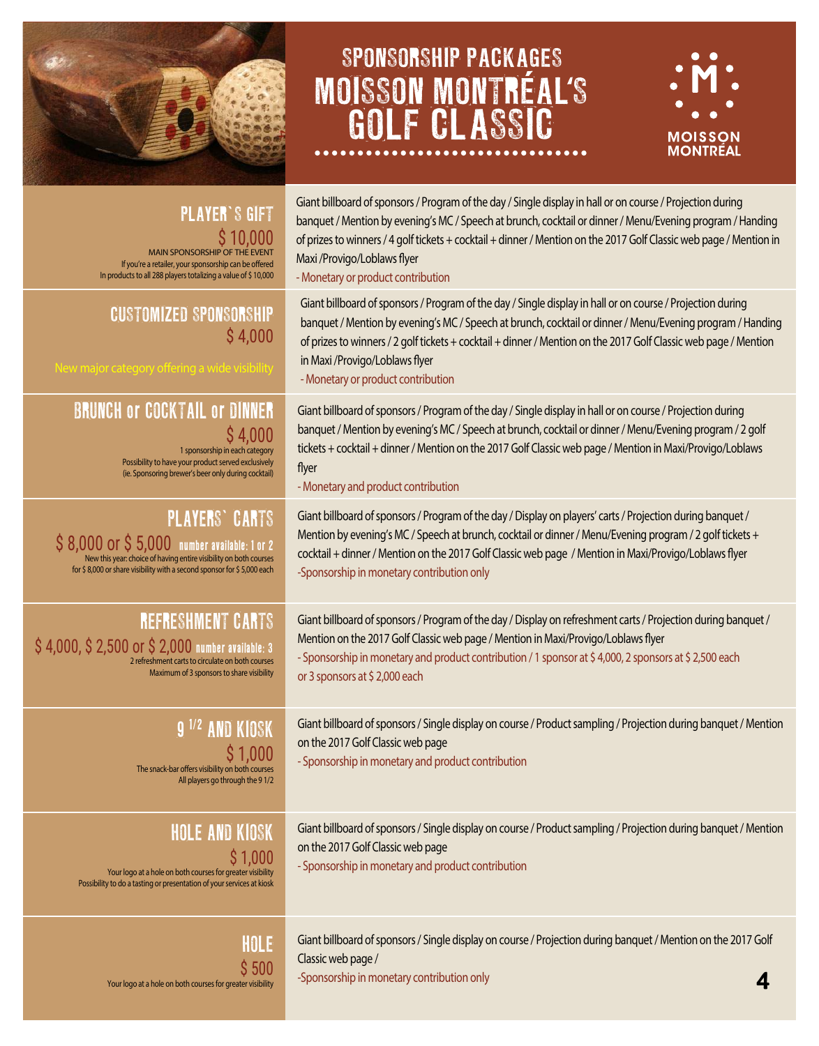# SPONSORSHIP PACKAGES MOISSON MONTRÉAL'S GOLF CLASSIC

MOISSON MONTRÉAL

## PLAYER'S GIFT

$ 10,000

MAIN SPONSORSHIP OF THE EVENT

If you're a retailer, your sponsorship can be offered In products to all 288 players totalizing a value of $ 10,000

Giant billboard of sponsors / Program of the day / Single display in hall or on course / Projection during banquet / Mention by evening's MC / Speech at brunch, cocktail or dinner / Menu/Evening program / Handing of prizes to winners / 4 golf tickets + cocktail + dinner / Mention on the 2017 Golf Classic web page / Mention in Maxi /Provigo/Loblaws flyer

- Monetary or product contribution

## CUSTOMIZED SPONSORSHIP

$ 4,000

New major category offering a wide visibility

Giant billboard of sponsors / Program of the day / Single display in hall or on course / Projection during banquet / Mention by evening's MC / Speech at brunch, cocktail or dinner / Menu/Evening program / Handing of prizes to winners / 2 golf tickets + cocktail + dinner / Mention on the 2017 Golf Classic web page / Mention in Maxi /Provigo/Loblaws flyer

- Monetary or product contribution

## BRUNCH or COCKTAIL or DINNER

$ 4,000

1 sponsorship in each category
Possibility to have your product served exclusively (ie. Sponsoring brewer's beer only during cocktail)

Giant billboard of sponsors / Program of the day / Single display in hall or on course / Projection during banquet / Mention by evening's MC / Speech at brunch, cocktail or dinner / Menu/Evening program / 2 golf tickets + cocktail + dinner / Mention on the 2017 Golf Classic web page / Mention in Maxi/Provigo/Loblaws flyer

- Monetary and product contribution

## PLAYERS' CARTS

$ 8,000 or $ 5,000 number available: 1 or 2

New this year: choice of having entire visibility on both courses for $ 8,000 or share visibility with a second sponsor for $ 5,000 each

Giant billboard of sponsors / Program of the day / Display on players' carts / Projection during banquet / Mention by evening's MC / Speech at brunch, cocktail or dinner / Menu/Evening program / 2 golf tickets + cocktail + dinner / Mention on the 2017 Golf Classic web page / Mention in Maxi/Provigo/Loblaws flyer

-Sponsorship in monetary contribution only

## REFRESHMENT CARTS

$ 4,000, $ 2,500 or $ 2,000 number available: 3

2 refreshment carts to circulate on both courses
Maximum of 3 sponsors to share visibility

Giant billboard of sponsors / Program of the day / Display on refreshment carts / Projection during banquet / Mention on the 2017 Golf Classic web page / Mention in Maxi/Provigo/Loblaws flyer

- Sponsorship in monetary and product contribution / 1 sponsor at $ 4,000, 2 sponsors at $ 2,500 each or 3 sponsors at $ 2,000 each

## 9 1/2 AND KIOSK

$ 1,000

The snack-bar offers visibility on both courses
All players go through the 9 1/2

Giant billboard of sponsors / Single display on course / Product sampling / Projection during banquet / Mention on the 2017 Golf Classic web page

- Sponsorship in monetary and product contribution

## HOLE AND KIOSK

$ 1,000

Your logo at a hole on both courses for greater visibility
Possibility to do a tasting or presentation of your services at kiosk

Giant billboard of sponsors / Single display on course / Product sampling / Projection during banquet / Mention on the 2017 Golf Classic web page

- Sponsorship in monetary and product contribution

## HOLE

$ 500

Your logo at a hole on both courses for greater visibility

Giant billboard of sponsors / Single display on course / Projection during banquet / Mention on the 2017 Golf Classic web page /

-Sponsorship in monetary contribution only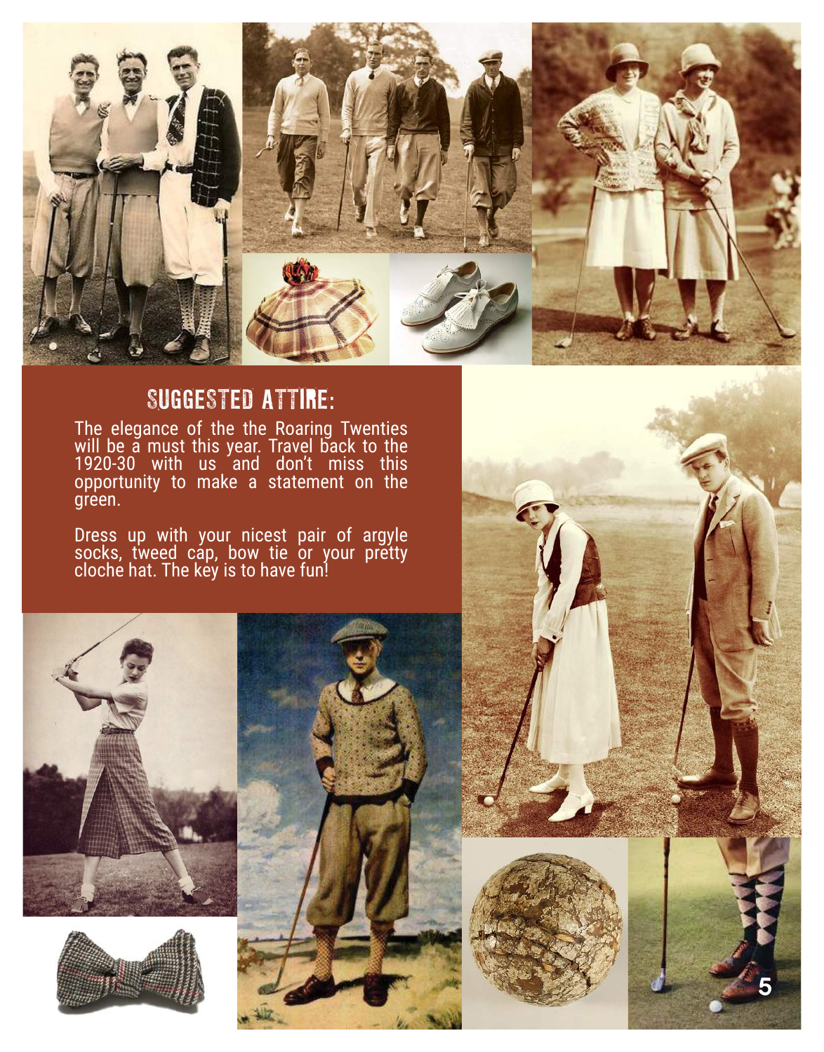## SUGGESTED ATTIRE:

The elegance of the the Roaring Twenties will be a must this year. Travel back to the 1920-30 with us and don't miss this opportunity to make a statement on the green.

Dress up with your nicest pair of argyle socks, tweed cap, bow tie or your pretty cloche hat. The key is to have fun!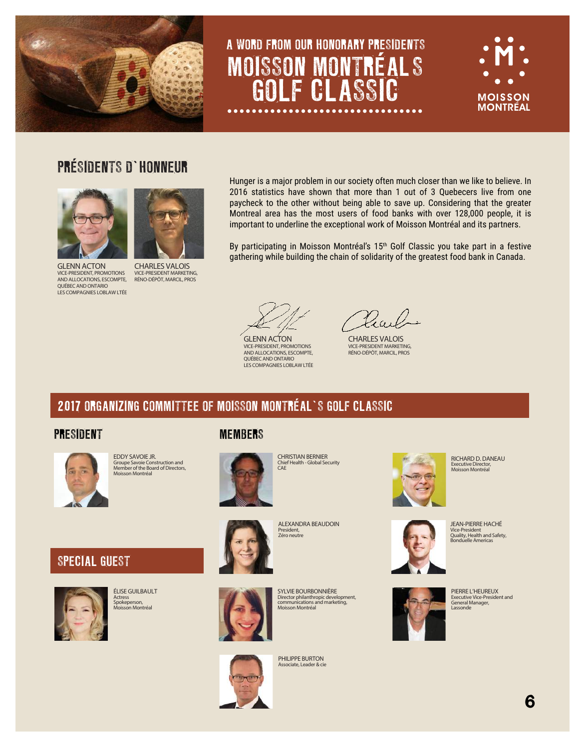# A WORD FROM OUR HONORARY PRESIDENTS
# MOISSON MONTRÉAL'S GOLF CLASSIC

MOISSON MONTRÉAL

## PRÉSIDENTS D'HONNEUR

GLENN ACTON
VICE-PRESIDENT, PROMOTIONS AND ALLOCATIONS, ESCOMPTE, QUÉBEC AND ONTARIO
LES COMPAGNIES LOBLAW LTÉE

CHARLES VALOIS
VICE-PRESIDENT MARKETING, RÉNO-DÉPÔT, MARCIL, PROS

Hunger is a major problem in our society often much closer than we like to believe. In 2016 statistics have shown that more than 1 out of 3 Quebecers live from one paycheck to the other without being able to save up. Considering that the greater Montreal area has the most users of food banks with over 128,000 people, it is important to underline the exceptional work of Moisson Montréal and its partners.

By participating in Moisson Montréal's 15th Golf Classic you take part in a festive gathering while building the chain of solidarity of the greatest food bank in Canada.

GLENN ACTON
VICE-PRESIDENT, PROMOTIONS AND ALLOCATIONS, ESCOMPTE, QUÉBEC AND ONTARIO
LES COMPAGNIES LOBLAW LTÉE

CHARLES VALOIS
VICE-PRESIDENT MARKETING, RÉNO-DÉPÔT, MARCIL, PROS

## 2017 ORGANIZING COMMITTEE OF MOISSON MONTRÉAL'S GOLF CLASSIC

### PRESIDENT

EDDY SAVOIE JR.
Groupe Savoie Construction and Member of the Board of Directors, Moisson Montréal

### SPECIAL GUEST

ÉLISE GUILBAULT
Actress
Spokeperson,
Moisson Montréal

### MEMBERS

CHRISTIAN BERNIER
Chief Health - Global Security
CAE

ALEXANDRA BEAUDOIN
President,
Zéro neutre

SYLVIE BOURBONNIÈRE
Director philanthropic development, communications and marketing,
Moisson Montréal

PHILIPPE BURTON
Associate, Leader & cie

RICHARD D. DANEAU
Executive Director,
Moisson Montréal

JEAN-PIERRE HACHÉ
Vice-President
Quality, Health and Safety,
Bonduelle Americas

PIERRE L'HEUREUX
Executive Vice-President and General Manager,
Lassonde